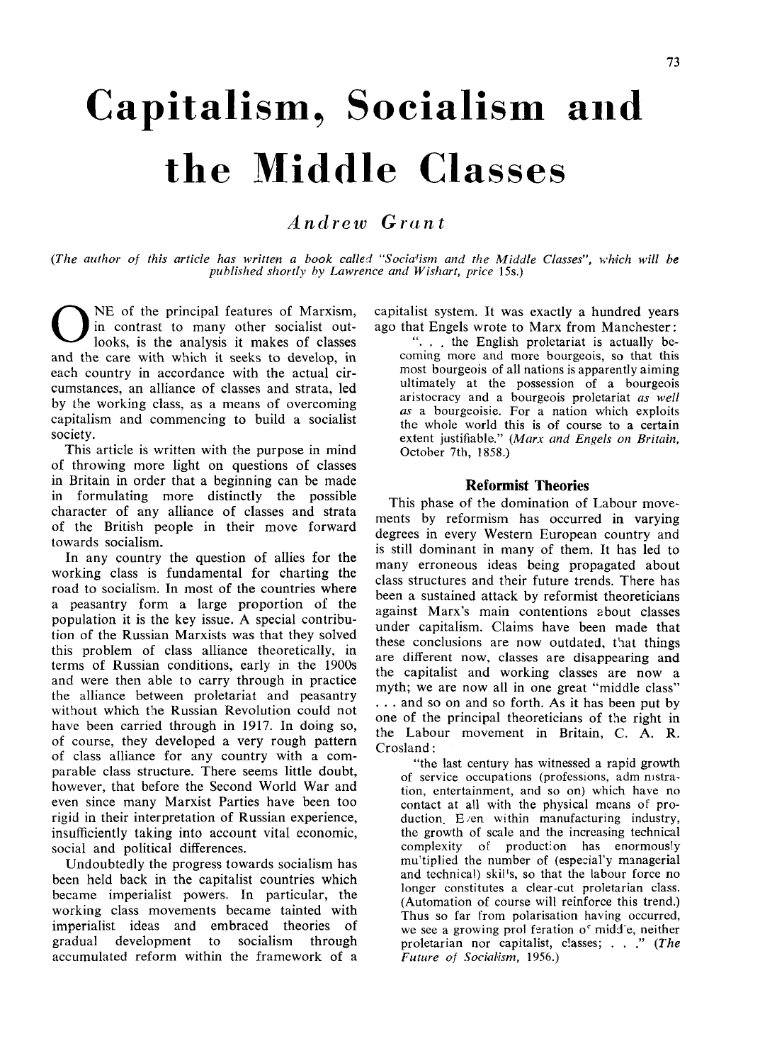# Capitalism, Socialism and the Middle Classes

*Andrew Grant*

*(The author of this article has written a book called "Socialism and the Middle Classes", which will be published shortly by Lawrence and Wishart, price 15s.)*

ONE of the principal features of Marxism, in contrast to many other socialist outlooks, is the analysis it makes of classes and the care with which it seeks to develop, in each country in accordance with the actual circumstances, an alliance of classes and strata, led by the working class, as a means of overcoming capitalism and commencing to build a socialist society.

This article is written with the purpose in mind of throwing more light on questions of classes in Britain in order that a beginning can be made in formulating more distinctly the possible character of any alliance of classes and strata of the British people in their move forward towards socialism.

In any country the question of allies for the working class is fundamental for charting the road to socialism. In most of the countries where a peasantry form a large proportion of the population it is the key issue. A special contribution of the Russian Marxists was that they solved this problem of class alliance theoretically, in terms of Russian conditions, early in the 1900s and were then able to carry through in practice the alliance between proletariat and peasantry without which the Russian Revolution could not have been carried through in 1917. In doing so, of course, they developed a very rough pattern of class alliance for any country with a comparable class structure. There seems little doubt, however, that before the Second World War and even since many Marxist Parties have been too rigid in their interpretation of Russian experience, insufficiently taking into account vital economic, social and political differences.

Undoubtedly the progress towards socialism has been held back in the capitalist countries which became imperialist powers. In particular, the working class movements became tainted with imperialist ideas and embraced theories of gradual development to socialism through accumulated reform within the framework of a capitalist system. It was exactly a hundred years ago that Engels wrote to Marx from Manchester:

> ". . . the English proletariat is actually becoming more and more bourgeois, so that this most bourgeois of all nations is apparently aiming ultimately at the possession of a bourgeois aristocracy and a bourgeois proletariat *as well as* a bourgeoisie. For a nation which exploits the whole world this is of course to a certain extent justifiable." (*Marx and Engels on Britain,* October 7th, 1858.)

### Reformist Theories

This phase of the domination of Labour movements by reformism has occurred in varying degrees in every Western European country and is still dominant in many of them. It has led to many erroneous ideas being propagated about class structures and their future trends. There has been a sustained attack by reformist theoreticians against Marx's main contentions about classes under capitalism. Claims have been made that these conclusions are now outdated, that things are different now, classes are disappearing and the capitalist and working classes are now a myth; we are now all in one great "middle class" . . . and so on and so forth. As it has been put by one of the principal theoreticians of the right in the Labour movement in Britain, C. A. R. Crosland:

> "the last century has witnessed a rapid growth of service occupations (professions, administration, entertainment, and so on) which have no contact at all with the physical means of production. Even within manufacturing industry, the growth of scale and the increasing technical complexity of production has enormously multiplied the number of (especially managerial and technical) skills, so that the labour force no longer constitutes a clear-cut proletarian class. (Automation of course will reinforce this trend.) Thus so far from polarisation having occurred, we see a growing proliferation of middle, neither proletarian nor capitalist, classes; . . ." (*The Future of Socialism,* 1956.)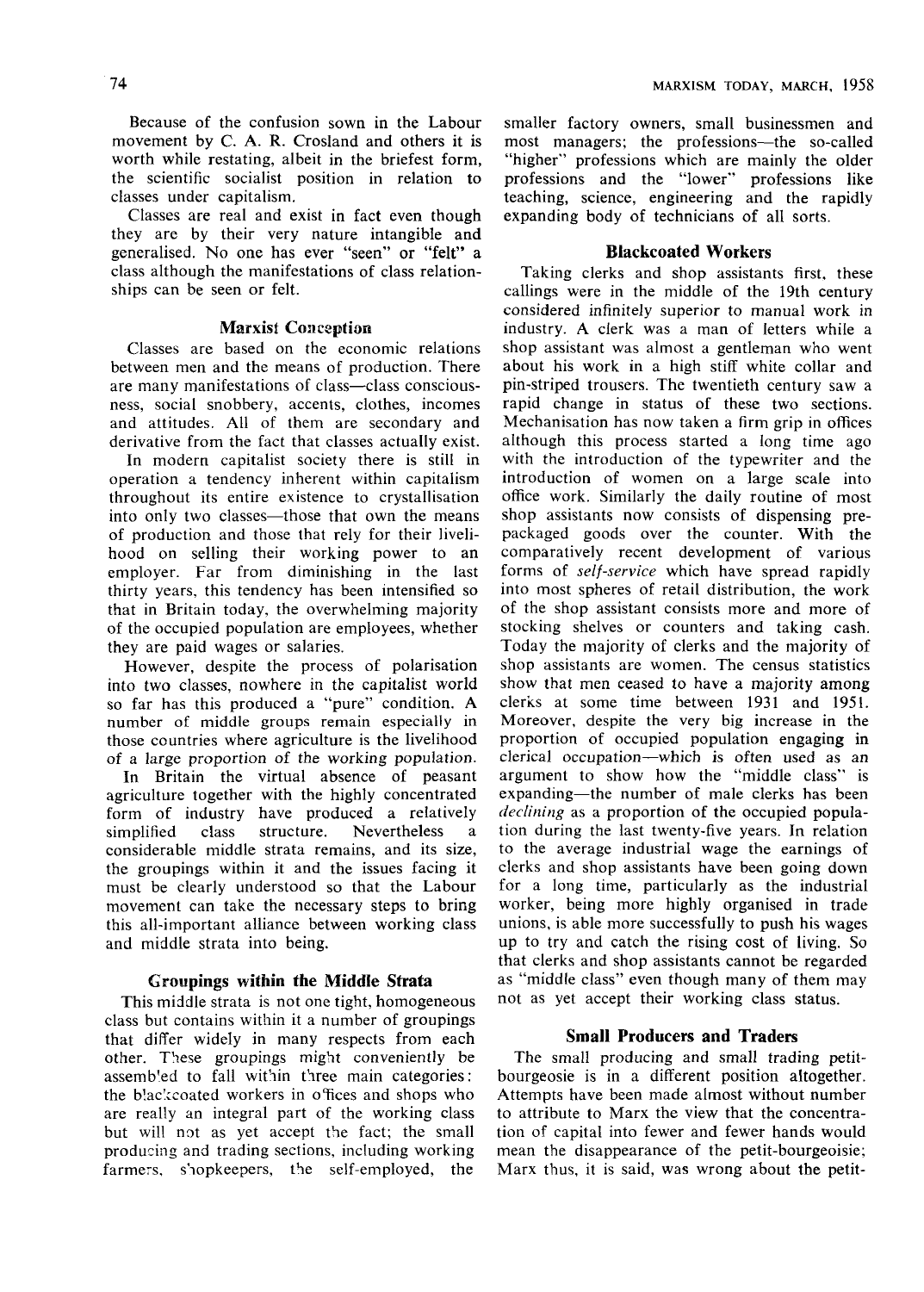Because of the confusion sown in the Labour movement by C. A. R. Crosland and others it is worth while restating, albeit in the briefest form, the scientific socialist position in relation to classes under capitalism.

Classes are real and exist in fact even though they are by their very nature intangible and generalised. No one has ever "seen" or "felt" a class although the manifestations of class relationships can be seen or felt.

### Marxist Conception

Classes are based on the economic relations between men and the means of production. There are many manifestations of class—class consciousness, social snobbery, accents, clothes, incomes and attitudes. All of them are secondary and derivative from the fact that classes actually exist.

In modern capitalist society there is still in operation a tendency inherent within capitalism throughout its entire existence to crystallisation into only two classes—those that own the means of production and those that rely for their livelihood on selling their working power to an employer. Far from diminishing in the last thirty years, this tendency has been intensified so that in Britain today, the overwhelming majority of the occupied population are employees, whether they are paid wages or salaries.

However, despite the process of polarisation into two classes, nowhere in the capitalist world so far has this produced a "pure" condition. A number of middle groups remain especially in those countries where agriculture is the livelihood of a large proportion of the working population.

In Britain the virtual absence of peasant agriculture together with the highly concentrated form of industry have produced a relatively simplified class structure. Nevertheless a considerable middle strata remains, and its size, the groupings within it and the issues facing it must be clearly understood so that the Labour movement can take the necessary steps to bring this all-important alliance between working class and middle strata into being.

### Groupings within the Middle Strata

This middle strata is not one tight, homogeneous class but contains within it a number of groupings that differ widely in many respects from each other. These groupings might conveniently be assembled to fall within three main categories: the blackcoated workers in offices and shops who are really an integral part of the working class but will not as yet accept the fact; the small producing and trading sections, including working farmers, shopkeepers, the self-employed, the smaller factory owners, small businessmen and most managers; the professions—the so-called "higher" professions which are mainly the older professions and the "lower" professions like teaching, science, engineering and the rapidly expanding body of technicians of all sorts.

### Blackcoated Workers

Taking clerks and shop assistants first, these callings were in the middle of the 19th century considered infinitely superior to manual work in industry. A clerk was a man of letters while a shop assistant was almost a gentleman who went about his work in a high stiff white collar and pin-striped trousers. The twentieth century saw a rapid change in status of these two sections. Mechanisation has now taken a firm grip in offices although this process started a long time ago with the introduction of the typewriter and the introduction of women on a large scale into office work. Similarly the daily routine of most shop assistants now consists of dispensing pre-packaged goods over the counter. With the comparatively recent development of various forms of *self-service* which have spread rapidly into most spheres of retail distribution, the work of the shop assistant consists more and more of stocking shelves or counters and taking cash. Today the majority of clerks and the majority of shop assistants are women. The census statistics show that men ceased to have a majority among clerks at some time between 1931 and 1951. Moreover, despite the very big increase in the proportion of occupied population engaging in clerical occupation—which is often used as an argument to show how the "middle class" is expanding—the number of male clerks has been *declining* as a proportion of the occupied population during the last twenty-five years. In relation to the average industrial wage the earnings of clerks and shop assistants have been going down for a long time, particularly as the industrial worker, being more highly organised in trade unions, is able more successfully to push his wages up to try and catch the rising cost of living. So that clerks and shop assistants cannot be regarded as "middle class" even though many of them may not as yet accept their working class status.

### Small Producers and Traders

The small producing and small trading petit-bourgeosie is in a different position altogether. Attempts have been made almost without number to attribute to Marx the view that the concentration of capital into fewer and fewer hands would mean the disappearance of the petit-bourgeoisie; Marx thus, it is said, was wrong about the petit-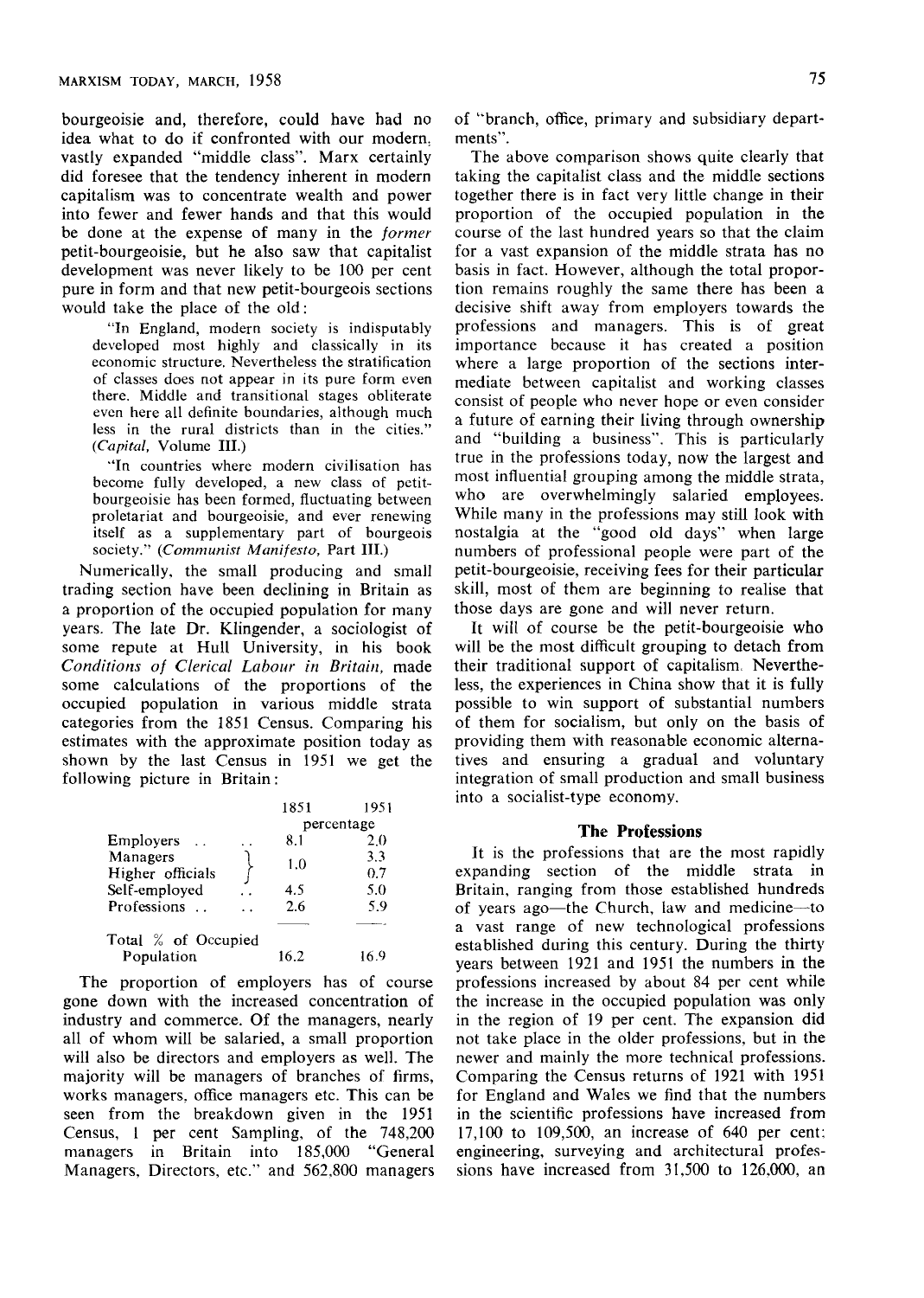bourgeoisie and, therefore, could have had no idea what to do if confronted with our modern, vastly expanded "middle class". Marx certainly did foresee that the tendency inherent in modern capitalism was to concentrate wealth and power into fewer and fewer hands and that this would be done at the expense of many in the *former* petit-bourgeoisie, but he also saw that capitalist development was never likely to be 100 per cent pure in form and that new petit-bourgeois sections would take the place of the old:

> "In England, modern society is indisputably developed most highly and classically in its economic structure. Nevertheless the stratification of classes does not appear in its pure form even there. Middle and transitional stages obliterate even here all definite boundaries, although much less in the rural districts than in the cities." (*Capital,* Volume III.)

> "In countries where modern civilisation has become fully developed, a new class of petit-bourgeoisie has been formed, fluctuating between proletariat and bourgeoisie, and ever renewing itself as a supplementary part of bourgeois society." (*Communist Manifesto,* Part III.)

Numerically, the small producing and small trading section have been declining in Britain as a proportion of the occupied population for many years. The late Dr. Klingender, a sociologist of some repute at Hull University, in his book *Conditions of Clerical Labour in Britain,* made some calculations of the proportions of the occupied population in various middle strata categories from the 1851 Census. Comparing his estimates with the approximate position today as shown by the last Census in 1951 we get the following picture in Britain:

| | 1851 | 1951 |
|---|---|---|
| | percentage | |
| Employers | 8.1 | 2.0 |
| Managers | 1.0 | 3.3 |
| Higher officials | | 0.7 |
| Self-employed | 4.5 | 5.0 |
| Professions | 2.6 | 5.9 |
| Total % of Occupied Population | 16.2 | 16.9 |

The proportion of employers has of course gone down with the increased concentration of industry and commerce. Of the managers, nearly all of whom will be salaried, a small proportion will also be directors and employers as well. The majority will be managers of branches of firms, works managers, office managers etc. This can be seen from the breakdown given in the 1951 Census, 1 per cent Sampling, of the 748,200 managers in Britain into 185,000 "General Managers, Directors, etc." and 562,800 managers of "branch, office, primary and subsidiary departments".

The above comparison shows quite clearly that taking the capitalist class and the middle sections together there is in fact very little change in their proportion of the occupied population in the course of the last hundred years so that the claim for a vast expansion of the middle strata has no basis in fact. However, although the total proportion remains roughly the same there has been a decisive shift away from employers towards the professions and managers. This is of great importance because it has created a position where a large proportion of the sections intermediate between capitalist and working classes consist of people who never hope or even consider a future of earning their living through ownership and "building a business". This is particularly true in the professions today, now the largest and most influential grouping among the middle strata, who are overwhelmingly salaried employees. While many in the professions may still look with nostalgia at the "good old days" when large numbers of professional people were part of the petit-bourgeoisie, receiving fees for their particular skill, most of them are beginning to realise that those days are gone and will never return.

It will of course be the petit-bourgeoisie who will be the most difficult grouping to detach from their traditional support of capitalism. Nevertheless, the experiences in China show that it is fully possible to win support of substantial numbers of them for socialism, but only on the basis of providing them with reasonable economic alternatives and ensuring a gradual and voluntary integration of small production and small business into a socialist-type economy.

## The Professions

It is the professions that are the most rapidly expanding section of the middle strata in Britain, ranging from those established hundreds of years ago—the Church, law and medicine—to a vast range of new technological professions established during this century. During the thirty years between 1921 and 1951 the numbers in the professions increased by about 84 per cent while the increase in the occupied population was only in the region of 19 per cent. The expansion did not take place in the older professions, but in the newer and mainly the more technical professions. Comparing the Census returns of 1921 with 1951 for England and Wales we find that the numbers in the scientific professions have increased from 17,100 to 109,500, an increase of 640 per cent; engineering, surveying and architectural professions have increased from 31,500 to 126,000, an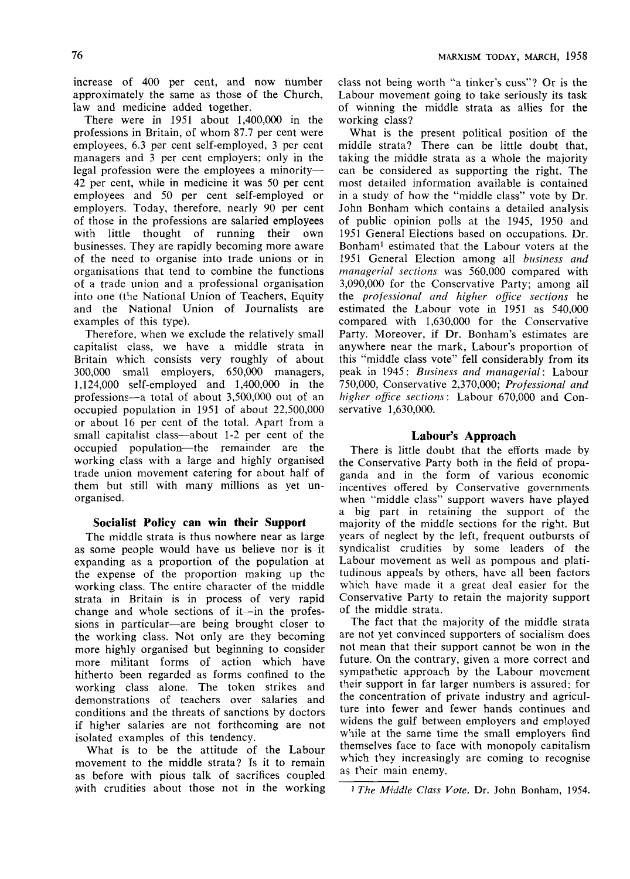increase of 400 per cent, and now number approximately the same as those of the Church, law and medicine added together.

There were in 1951 about 1,400,000 in the professions in Britain, of whom 87.7 per cent were employees, 6.3 per cent self-employed, 3 per cent managers and 3 per cent employers; only in the legal profession were the employees a minority—42 per cent, while in medicine it was 50 per cent employees and 50 per cent self-employed or employers. Today, therefore, nearly 90 per cent of those in the professions are salaried employees with little thought of running their own businesses. They are rapidly becoming more aware of the need to organise into trade unions or in organisations that tend to combine the functions of a trade union and a professional organisation into one (the National Union of Teachers, Equity and the National Union of Journalists are examples of this type).

Therefore, when we exclude the relatively small capitalist class, we have a middle strata in Britain which consists very roughly of about 300,000 small employers, 650,000 managers, 1,124,000 self-employed and 1,400,000 in the professions—a total of about 3,500,000 out of an occupied population in 1951 of about 22,500,000 or about 16 per cent of the total. Apart from a small capitalist class—about 1-2 per cent of the occupied population—the remainder are the working class with a large and highly organised trade union movement catering for about half of them but still with many millions as yet unorganised.

### Socialist Policy can win their Support

The middle strata is thus nowhere near as large as some people would have us believe nor is it expanding as a proportion of the population at the expense of the proportion making up the working class. The entire character of the middle strata in Britain is in process of very rapid change and whole sections of it—in the professions in particular—are being brought closer to the working class. Not only are they becoming more highly organised but beginning to consider more militant forms of action which have hitherto been regarded as forms confined to the working class alone. The token strikes and demonstrations of teachers over salaries and conditions and the threats of sanctions by doctors if higher salaries are not forthcoming are not isolated examples of this tendency.

What is to be the attitude of the Labour movement to the middle strata? Is it to remain as before with pious talk of sacrifices coupled with crudities about those not in the working class not being worth "a tinker's cuss"? Or is the Labour movement going to take seriously its task of winning the middle strata as allies for the working class?

What is the present political position of the middle strata? There can be little doubt that, taking the middle strata as a whole the majority can be considered as supporting the right. The most detailed information available is contained in a study of how the "middle class" vote by Dr. John Bonham which contains a detailed analysis of public opinion polls at the 1945, 1950 and 1951 General Elections based on occupations. Dr. Bonham[1] estimated that the Labour voters at the 1951 General Election among all *business and managerial sections* was 560,000 compared with 3,090,000 for the Conservative Party; among all the *professional and higher office sections* he estimated the Labour vote in 1951 as 540,000 compared with 1,630,000 for the Conservative Party. Moreover, if Dr. Bonham's estimates are anywhere near the mark, Labour's proportion of this "middle class vote" fell considerably from its peak in 1945: *Business and managerial*: Labour 750,000, Conservative 2,370,000; *Professional and higher office sections*: Labour 670,000 and Conservative 1,630,000.

### Labour's Approach

There is little doubt that the efforts made by the Conservative Party both in the field of propaganda and in the form of various economic incentives offered by Conservative governments when "middle class" support wavers have played a big part in retaining the support of the majority of the middle sections for the right. But years of neglect by the left, frequent outbursts of syndicalist crudities by some leaders of the Labour movement as well as pompous and platitudinous appeals by others, have all been factors which have made it a great deal easier for the Conservative Party to retain the majority support of the middle strata.

The fact that the majority of the middle strata are not yet convinced supporters of socialism does not mean that their support cannot be won in the future. On the contrary, given a more correct and sympathetic approach by the Labour movement their support in far larger numbers is assured: for the concentration of private industry and agriculture into fewer and fewer hands continues and widens the gulf between employers and employed while at the same time the small employers find themselves face to face with monopoly capitalism which they increasingly are coming to recognise as their main enemy.

[1] *The Middle Class Vote*. Dr. John Bonham, 1954.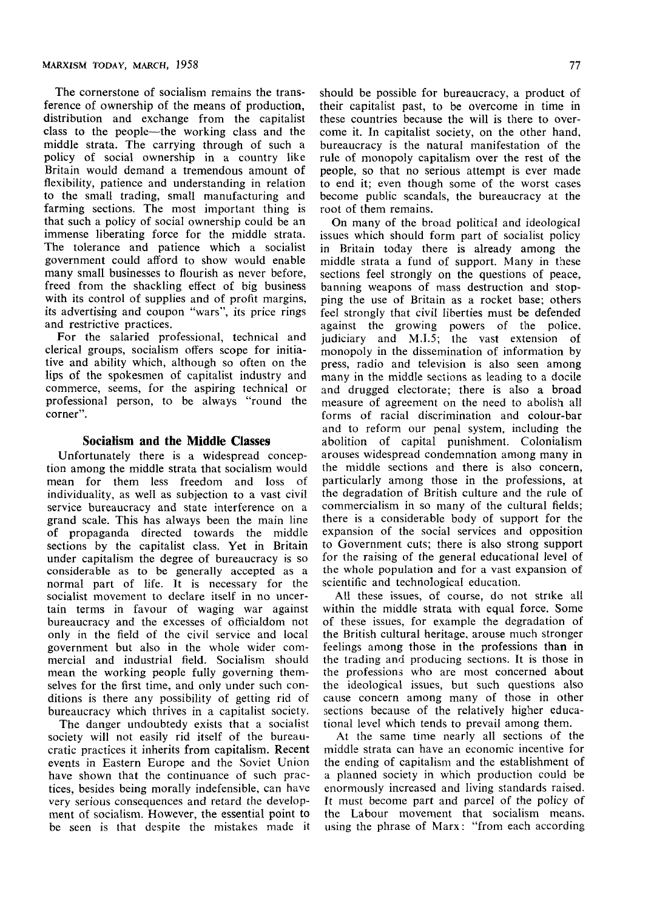The cornerstone of socialism remains the transference of ownership of the means of production, distribution and exchange from the capitalist class to the people—the working class and the middle strata. The carrying through of such a policy of social ownership in a country like Britain would demand a tremendous amount of flexibility, patience and understanding in relation to the small trading, small manufacturing and farming sections. The most important thing is that such a policy of social ownership could be an immense liberating force for the middle strata. The tolerance and patience which a socialist government could afford to show would enable many small businesses to flourish as never before, freed from the shackling effect of big business with its control of supplies and of profit margins, its advertising and coupon "wars", its price rings and restrictive practices.

For the salaried professional, technical and clerical groups, socialism offers scope for initiative and ability which, although so often on the lips of the spokesmen of capitalist industry and commerce, seems, for the aspiring technical or professional person, to be always "round the corner".

### Socialism and the Middle Classes

Unfortunately there is a widespread conception among the middle strata that socialism would mean for them less freedom and loss of individuality, as well as subjection to a vast civil service bureaucracy and state interference on a grand scale. This has always been the main line of propaganda directed towards the middle sections by the capitalist class. Yet in Britain under capitalism the degree of bureaucracy is so considerable as to be generally accepted as a normal part of life. It is necessary for the socialist movement to declare itself in no uncertain terms in favour of waging war against bureaucracy and the excesses of officialdom not only in the field of the civil service and local government but also in the whole wider commercial and industrial field. Socialism should mean the working people fully governing themselves for the first time, and only under such conditions is there any possibility of getting rid of bureaucracy which thrives in a capitalist society.

The danger undoubtedy exists that a socialist society will not easily rid itself of the bureaucratic practices it inherits from capitalism. Recent events in Eastern Europe and the Soviet Union have shown that the continuance of such practices, besides being morally indefensible, can have very serious consequences and retard the development of socialism. However, the essential point to be seen is that despite the mistakes made it should be possible for bureaucracy, a product of their capitalist past, to be overcome in time in these countries because the will is there to overcome it. In capitalist society, on the other hand, bureaucracy is the natural manifestation of the rule of monopoly capitalism over the rest of the people, so that no serious attempt is ever made to end it; even though some of the worst cases become public scandals, the bureaucracy at the root of them remains.

On many of the broad political and ideological issues which should form part of socialist policy in Britain today there is already among the middle strata a fund of support. Many in these sections feel strongly on the questions of peace, banning weapons of mass destruction and stopping the use of Britain as a rocket base; others feel strongly that civil liberties must be defended against the growing powers of the police, judiciary and M.I.5; the vast extension of monopoly in the dissemination of information by press, radio and television is also seen among many in the middle sections as leading to a docile and drugged electorate; there is also a broad measure of agreement on the need to abolish all forms of racial discrimination and colour-bar and to reform our penal system, including the abolition of capital punishment. Colonialism arouses widespread condemnation among many in the middle sections and there is also concern, particularly among those in the professions, at the degradation of British culture and the rule of commercialism in so many of the cultural fields; there is a considerable body of support for the expansion of the social services and opposition to Government cuts; there is also strong support for the raising of the general educational level of the whole population and for a vast expansion of scientific and technological education.

All these issues, of course, do not strike all within the middle strata with equal force. Some of these issues, for example the degradation of the British cultural heritage, arouse much stronger feelings among those in the professions than in the trading and producing sections. It is those in the professions who are most concerned about the ideological issues, but such questions also cause concern among many of those in other sections because of the relatively higher educational level which tends to prevail among them.

At the same time nearly all sections of the middle strata can have an economic incentive for the ending of capitalism and the establishment of a planned society in which production could be enormously increased and living standards raised. It must become part and parcel of the policy of the Labour movement that socialism means, using the phrase of Marx: "from each according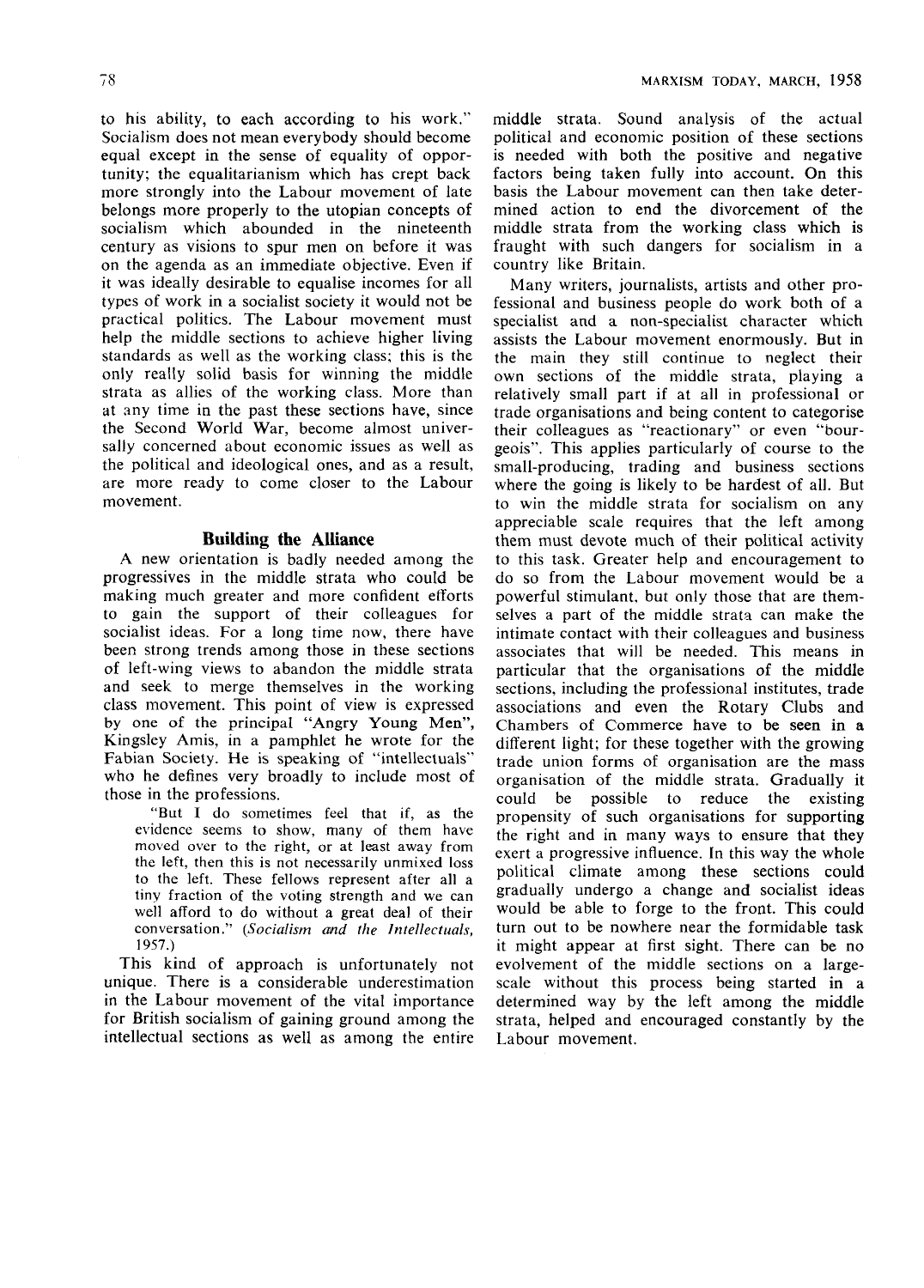to his ability, to each according to his work." Socialism does not mean everybody should become equal except in the sense of equality of opportunity; the equalitarianism which has crept back more strongly into the Labour movement of late belongs more properly to the utopian concepts of socialism which abounded in the nineteenth century as visions to spur men on before it was on the agenda as an immediate objective. Even if it was ideally desirable to equalise incomes for all types of work in a socialist society it would not be practical politics. The Labour movement must help the middle sections to achieve higher living standards as well as the working class; this is the only really solid basis for winning the middle strata as allies of the working class. More than at any time in the past these sections have, since the Second World War, become almost universally concerned about economic issues as well as the political and ideological ones, and as a result, are more ready to come closer to the Labour movement.

## Building the Alliance

A new orientation is badly needed among the progressives in the middle strata who could be making much greater and more confident efforts to gain the support of their colleagues for socialist ideas. For a long time now, there have been strong trends among those in these sections of left-wing views to abandon the middle strata and seek to merge themselves in the working class movement. This point of view is expressed by one of the principal "Angry Young Men", Kingsley Amis, in a pamphlet he wrote for the Fabian Society. He is speaking of "intellectuals" who he defines very broadly to include most of those in the professions.

> "But I do sometimes feel that if, as the evidence seems to show, many of them have moved over to the right, or at least away from the left, then this is not necessarily unmixed loss to the left. These fellows represent after all a tiny fraction of the voting strength and we can well afford to do without a great deal of their conversation." (*Socialism and the Intellectuals*, 1957.)

This kind of approach is unfortunately not unique. There is a considerable underestimation in the Labour movement of the vital importance for British socialism of gaining ground among the intellectual sections as well as among the entire middle strata. Sound analysis of the actual political and economic position of these sections is needed with both the positive and negative factors being taken fully into account. On this basis the Labour movement can then take determined action to end the divorcement of the middle strata from the working class which is fraught with such dangers for socialism in a country like Britain.

Many writers, journalists, artists and other professional and business people do work both of a specialist and a non-specialist character which assists the Labour movement enormously. But in the main they still continue to neglect their own sections of the middle strata, playing a relatively small part if at all in professional or trade organisations and being content to categorise their colleagues as "reactionary" or even "bourgeois". This applies particularly of course to the small-producing, trading and business sections where the going is likely to be hardest of all. But to win the middle strata for socialism on any appreciable scale requires that the left among them must devote much of their political activity to this task. Greater help and encouragement to do so from the Labour movement would be a powerful stimulant, but only those that are themselves a part of the middle strata can make the intimate contact with their colleagues and business associates that will be needed. This means in particular that the organisations of the middle sections, including the professional institutes, trade associations and even the Rotary Clubs and Chambers of Commerce have to be seen in a different light; for these together with the growing trade union forms of organisation are the mass organisation of the middle strata. Gradually it could be possible to reduce the existing propensity of such organisations for supporting the right and in many ways to ensure that they exert a progressive influence. In this way the whole political climate among these sections could gradually undergo a change and socialist ideas would be able to forge to the front. This could turn out to be nowhere near the formidable task it might appear at first sight. There can be no evolvement of the middle sections on a large-scale without this process being started in a determined way by the left among the middle strata, helped and encouraged constantly by the Labour movement.